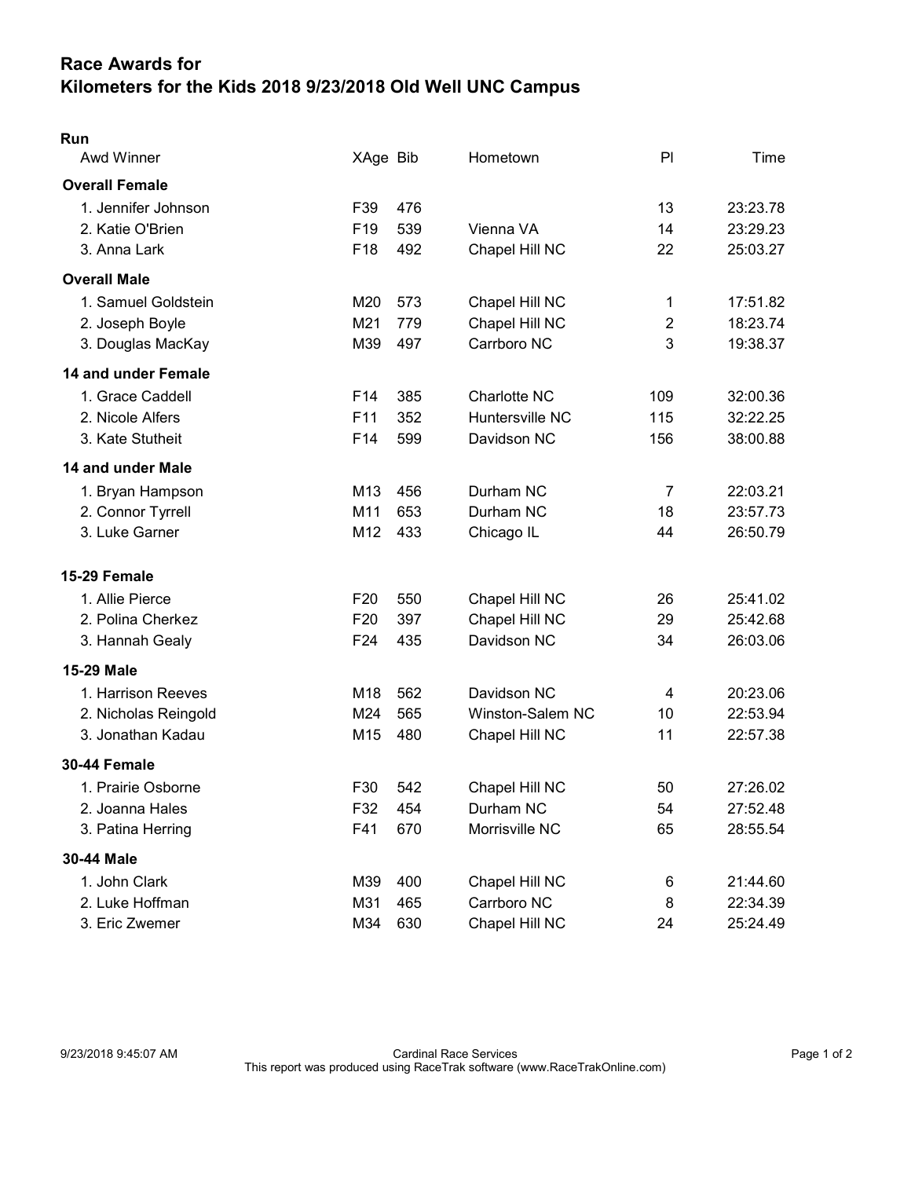# Race Awards for
# Kilometers for the Kids 2018 9/23/2018 Old Well UNC Campus

## Run

| Awd Winner | XAge | Bib | Hometown | Pl | Time |
|---|---|---|---|---|---|
| **Overall Female** | | | | | |
| 1. Jennifer Johnson | F39 | 476 | | 13 | 23:23.78 |
| 2. Katie O'Brien | F19 | 539 | Vienna VA | 14 | 23:29.23 |
| 3. Anna Lark | F18 | 492 | Chapel Hill NC | 22 | 25:03.27 |
| **Overall Male** | | | | | |
| 1. Samuel Goldstein | M20 | 573 | Chapel Hill NC | 1 | 17:51.82 |
| 2. Joseph Boyle | M21 | 779 | Chapel Hill NC | 2 | 18:23.74 |
| 3. Douglas MacKay | M39 | 497 | Carrboro NC | 3 | 19:38.37 |
| **14 and under Female** | | | | | |
| 1. Grace Caddell | F14 | 385 | Charlotte NC | 109 | 32:00.36 |
| 2. Nicole Alfers | F11 | 352 | Huntersville NC | 115 | 32:22.25 |
| 3. Kate Stutheit | F14 | 599 | Davidson NC | 156 | 38:00.88 |
| **14 and under Male** | | | | | |
| 1. Bryan Hampson | M13 | 456 | Durham NC | 7 | 22:03.21 |
| 2. Connor Tyrrell | M11 | 653 | Durham NC | 18 | 23:57.73 |
| 3. Luke Garner | M12 | 433 | Chicago IL | 44 | 26:50.79 |
| **15-29 Female** | | | | | |
| 1. Allie Pierce | F20 | 550 | Chapel Hill NC | 26 | 25:41.02 |
| 2. Polina Cherkez | F20 | 397 | Chapel Hill NC | 29 | 25:42.68 |
| 3. Hannah Gealy | F24 | 435 | Davidson NC | 34 | 26:03.06 |
| **15-29 Male** | | | | | |
| 1. Harrison Reeves | M18 | 562 | Davidson NC | 4 | 20:23.06 |
| 2. Nicholas Reingold | M24 | 565 | Winston-Salem NC | 10 | 22:53.94 |
| 3. Jonathan Kadau | M15 | 480 | Chapel Hill NC | 11 | 22:57.38 |
| **30-44 Female** | | | | | |
| 1. Prairie Osborne | F30 | 542 | Chapel Hill NC | 50 | 27:26.02 |
| 2. Joanna Hales | F32 | 454 | Durham NC | 54 | 27:52.48 |
| 3. Patina Herring | F41 | 670 | Morrisville NC | 65 | 28:55.54 |
| **30-44 Male** | | | | | |
| 1. John Clark | M39 | 400 | Chapel Hill NC | 6 | 21:44.60 |
| 2. Luke Hoffman | M31 | 465 | Carrboro NC | 8 | 22:34.39 |
| 3. Eric Zwemer | M34 | 630 | Chapel Hill NC | 24 | 25:24.49 |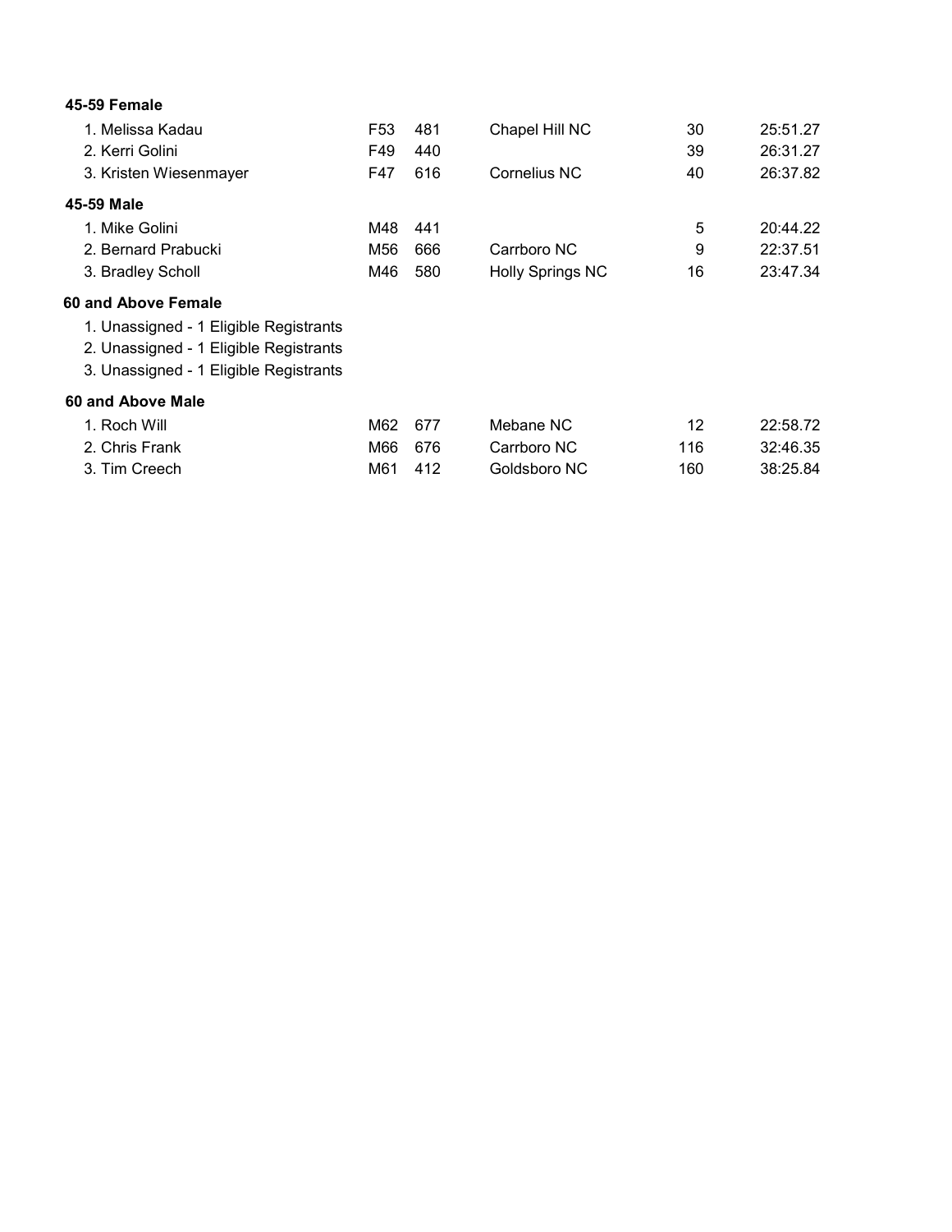**45-59 Female**

| | | | | | |
|---|---|---|---|---|---|
| 1. Melissa Kadau | F53 | 481 | Chapel Hill NC | 30 | 25:51.27 |
| 2. Kerri Golini | F49 | 440 | | 39 | 26:31.27 |
| 3. Kristen Wiesenmayer | F47 | 616 | Cornelius NC | 40 | 26:37.82 |

**45-59 Male**

| | | | | | |
|---|---|---|---|---|---|
| 1. Mike Golini | M48 | 441 | | 5 | 20:44.22 |
| 2. Bernard Prabucki | M56 | 666 | Carrboro NC | 9 | 22:37.51 |
| 3. Bradley Scholl | M46 | 580 | Holly Springs NC | 16 | 23:47.34 |

**60 and Above Female**

1. Unassigned - 1 Eligible Registrants
2. Unassigned - 1 Eligible Registrants
3. Unassigned - 1 Eligible Registrants

**60 and Above Male**

| | | | | | |
|---|---|---|---|---|---|
| 1. Roch Will | M62 | 677 | Mebane NC | 12 | 22:58.72 |
| 2. Chris Frank | M66 | 676 | Carrboro NC | 116 | 32:46.35 |
| 3. Tim Creech | M61 | 412 | Goldsboro NC | 160 | 38:25.84 |